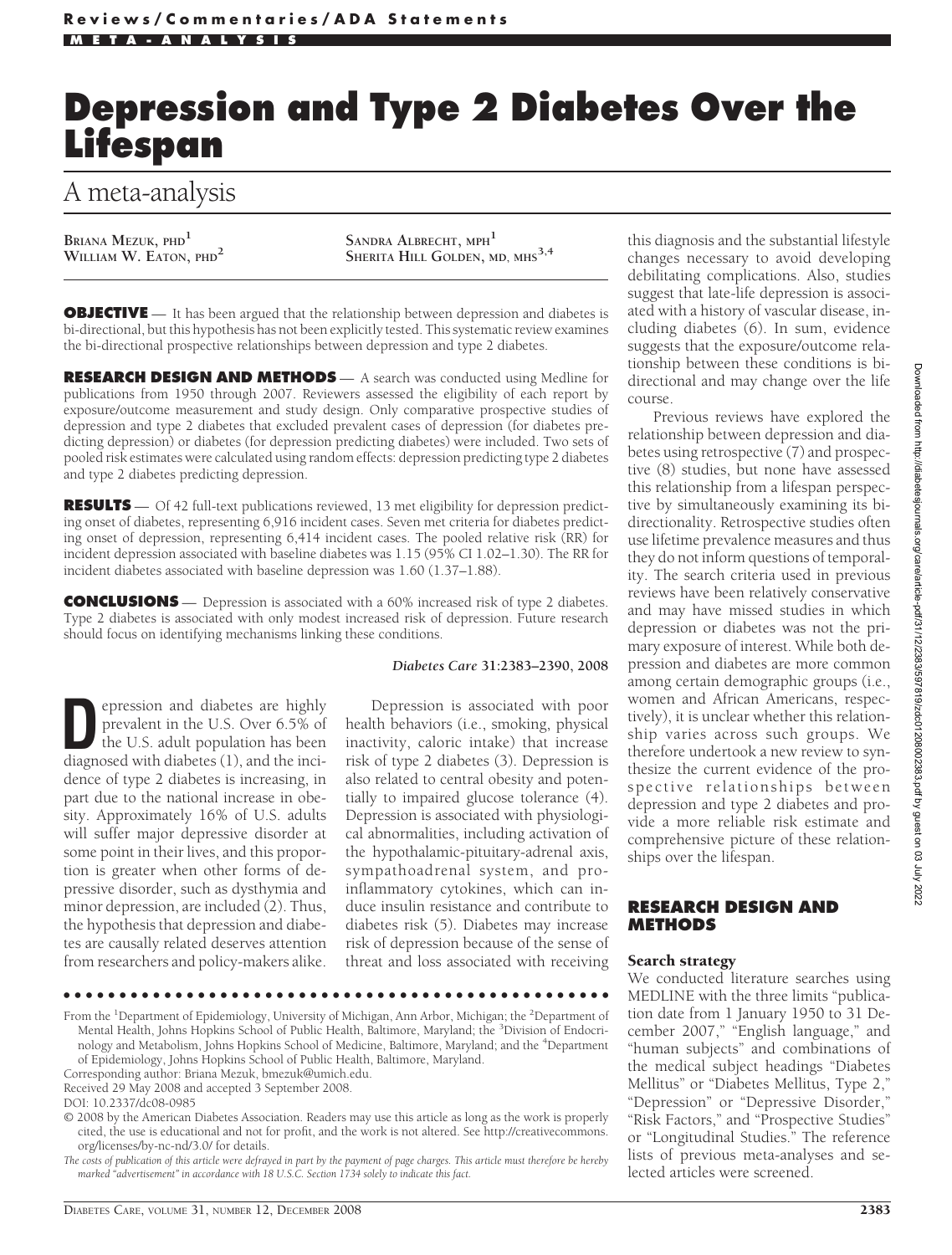# Depression and Type 2 Diabetes Over the Lifespan

## A meta-analysis

**BRIANA MEZUK, PHD**[1]
**WILLIAM W. EATON, PHD**[2]
**SANDRA ALBRECHT, MPH**[1]
**SHERITA HILL GOLDEN, MD, MHS**[3,4]

**OBJECTIVE** — It has been argued that the relationship between depression and diabetes is bi-directional, but this hypothesis has not been explicitly tested. This systematic review examines the bi-directional prospective relationships between depression and type 2 diabetes.

**RESEARCH DESIGN AND METHODS** — A search was conducted using Medline for publications from 1950 through 2007. Reviewers assessed the eligibility of each report by exposure/outcome measurement and study design. Only comparative prospective studies of depression and type 2 diabetes that excluded prevalent cases of depression (for diabetes predicting depression) or diabetes (for depression predicting diabetes) were included. Two sets of pooled risk estimates were calculated using random effects: depression predicting type 2 diabetes and type 2 diabetes predicting depression.

**RESULTS** — Of 42 full-text publications reviewed, 13 met eligibility for depression predicting onset of diabetes, representing 6,916 incident cases. Seven met criteria for diabetes predicting onset of depression, representing 6,414 incident cases. The pooled relative risk (RR) for incident depression associated with baseline diabetes was 1.15 (95% CI 1.02–1.30). The RR for incident diabetes associated with baseline depression was 1.60 (1.37–1.88).

**CONCLUSIONS** — Depression is associated with a 60% increased risk of type 2 diabetes. Type 2 diabetes is associated with only modest increased risk of depression. Future research should focus on identifying mechanisms linking these conditions.

*Diabetes Care* 31:2383–2390, 2008

Depression and diabetes are highly prevalent in the U.S. Over 6.5% of the U.S. adult population has been diagnosed with diabetes (1), and the incidence of type 2 diabetes is increasing, in part due to the national increase in obesity. Approximately 16% of U.S. adults will suffer major depressive disorder at some point in their lives, and this proportion is greater when other forms of depressive disorder, such as dysthymia and minor depression, are included (2). Thus, the hypothesis that depression and diabetes are causally related deserves attention from researchers and policy-makers alike.

Depression is associated with poor health behaviors (i.e., smoking, physical inactivity, caloric intake) that increase risk of type 2 diabetes (3). Depression is also related to central obesity and potentially to impaired glucose tolerance (4). Depression is associated with physiological abnormalities, including activation of the hypothalamic-pituitary-adrenal axis, sympathoadrenal system, and proinflammatory cytokines, which can induce insulin resistance and contribute to diabetes risk (5). Diabetes may increase risk of depression because of the sense of threat and loss associated with receiving this diagnosis and the substantial lifestyle changes necessary to avoid developing debilitating complications. Also, studies suggest that late-life depression is associated with a history of vascular disease, including diabetes (6). In sum, evidence suggests that the exposure/outcome relationship between these conditions is bidirectional and may change over the life course.

Previous reviews have explored the relationship between depression and diabetes using retrospective (7) and prospective (8) studies, but none have assessed this relationship from a lifespan perspective by simultaneously examining its bidirectionality. Retrospective studies often use lifetime prevalence measures and thus they do not inform questions of temporality. The search criteria used in previous reviews have been relatively conservative and may have missed studies in which depression or diabetes was not the primary exposure of interest. While both depression and diabetes are more common among certain demographic groups (i.e., women and African Americans, respectively), it is unclear whether this relationship varies across such groups. We therefore undertook a new review to synthesize the current evidence of the prospective relationships between depression and type 2 diabetes and provide a more reliable risk estimate and comprehensive picture of these relationships over the lifespan.

## RESEARCH DESIGN AND METHODS

### Search strategy

We conducted literature searches using MEDLINE with the three limits "publication date from 1 January 1950 to 31 December 2007," "English language," and "human subjects" and combinations of the medical subject headings "Diabetes Mellitus" or "Diabetes Mellitus, Type 2," "Depression" or "Depressive Disorder," "Risk Factors," and "Prospective Studies" or "Longitudinal Studies." The reference lists of previous meta-analyses and selected articles were screened.

From the [1]Department of Epidemiology, University of Michigan, Ann Arbor, Michigan; the [2]Department of Mental Health, Johns Hopkins School of Public Health, Baltimore, Maryland; the [3]Division of Endocrinology and Metabolism, Johns Hopkins School of Medicine, Baltimore, Maryland; and the [4]Department of Epidemiology, Johns Hopkins School of Public Health, Baltimore, Maryland.

Corresponding author: Briana Mezuk, bmezuk@umich.edu.

Received 29 May 2008 and accepted 3 September 2008.

DOI: 10.2337/dc08-0985

© 2008 by the American Diabetes Association. Readers may use this article as long as the work is properly cited, the use is educational and not for profit, and the work is not altered. See http://creativecommons.org/licenses/by-nc-nd/3.0/ for details.

*The costs of publication of this article were defrayed in part by the payment of page charges. This article must therefore be hereby marked "advertisement" in accordance with 18 U.S.C. Section 1734 solely to indicate this fact.*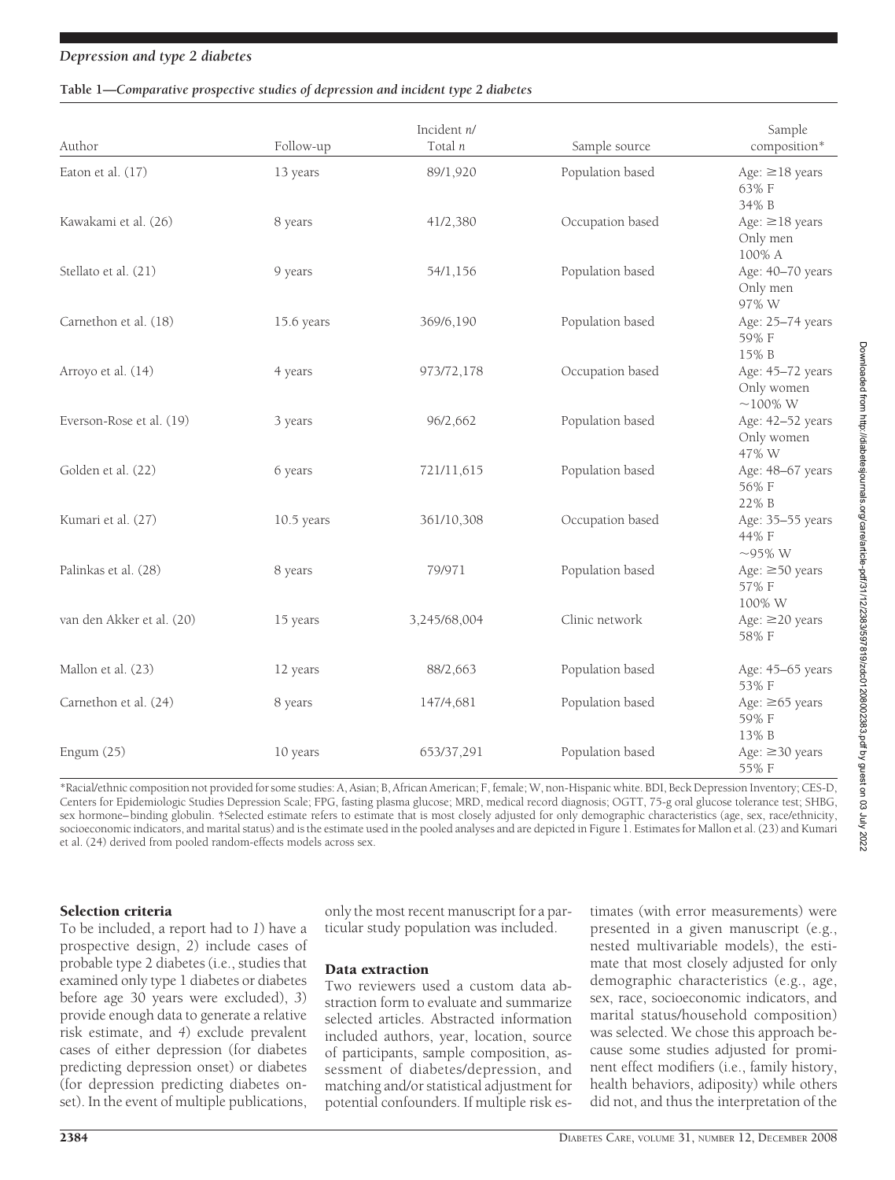**Table 1—Comparative prospective studies of depression and incident type 2 diabetes**

| Author | Follow-up | Incident *n*/ Total *n* | Sample source | Sample composition* |
|---|---|---|---|---|
| Eaton et al. (17) | 13 years | 89/1,920 | Population based | Age: ≥18 years 63% F 34% B |
| Kawakami et al. (26) | 8 years | 41/2,380 | Occupation based | Age: ≥18 years Only men 100% A |
| Stellato et al. (21) | 9 years | 54/1,156 | Population based | Age: 40–70 years Only men 97% W |
| Carnethon et al. (18) | 15.6 years | 369/6,190 | Population based | Age: 25–74 years 59% F 15% B |
| Arroyo et al. (14) | 4 years | 973/72,178 | Occupation based | Age: 45–72 years Only women ~100% W |
| Everson-Rose et al. (19) | 3 years | 96/2,662 | Population based | Age: 42–52 years Only women 47% W |
| Golden et al. (22) | 6 years | 721/11,615 | Population based | Age: 48–67 years 56% F 22% B |
| Kumari et al. (27) | 10.5 years | 361/10,308 | Occupation based | Age: 35–55 years 44% F ~95% W |
| Palinkas et al. (28) | 8 years | 79/971 | Population based | Age: ≥50 years 57% F 100% W |
| van den Akker et al. (20) | 15 years | 3,245/68,004 | Clinic network | Age: ≥20 years 58% F |
| Mallon et al. (23) | 12 years | 88/2,663 | Population based | Age: 45–65 years 53% F |
| Carnethon et al. (24) | 8 years | 147/4,681 | Population based | Age: ≥65 years 59% F 13% B |
| Engum (25) | 10 years | 653/37,291 | Population based | Age: ≥30 years 55% F |

*Racial/ethnic composition not provided for some studies: A, Asian; B, African American; F, female; W, non-Hispanic white. BDI, Beck Depression Inventory; CES-D, Centers for Epidemiologic Studies Depression Scale; FPG, fasting plasma glucose; MRD, medical record diagnosis; OGTT, 75-g oral glucose tolerance test; SHBG, sex hormone–binding globulin. †Selected estimate refers to estimate that is most closely adjusted for only demographic characteristics (age, sex, race/ethnicity, socioeconomic indicators, and marital status) and is the estimate used in the pooled analyses and are depicted in Figure 1. Estimates for Mallon et al. (23) and Kumari et al. (24) derived from pooled random-effects models across sex.

### Selection criteria

To be included, a report had to *1*) have a prospective design, *2*) include cases of probable type 2 diabetes (i.e., studies that examined only type 1 diabetes or diabetes before age 30 years were excluded), *3*) provide enough data to generate a relative risk estimate, and *4*) exclude prevalent cases of either depression (for diabetes predicting depression onset) or diabetes (for depression predicting diabetes onset). In the event of multiple publications, only the most recent manuscript for a particular study population was included.

### Data extraction

Two reviewers used a custom data abstraction form to evaluate and summarize selected articles. Abstracted information included authors, year, location, source of participants, sample composition, assessment of diabetes/depression, and matching and/or statistical adjustment for potential confounders. If multiple risk estimates (with error measurements) were presented in a given manuscript (e.g., nested multivariable models), the estimate that most closely adjusted for only demographic characteristics (e.g., age, sex, race, socioeconomic indicators, and marital status/household composition) was selected. We chose this approach because some studies adjusted for prominent effect modifiers (i.e., family history, health behaviors, adiposity) while others did not, and thus the interpretation of the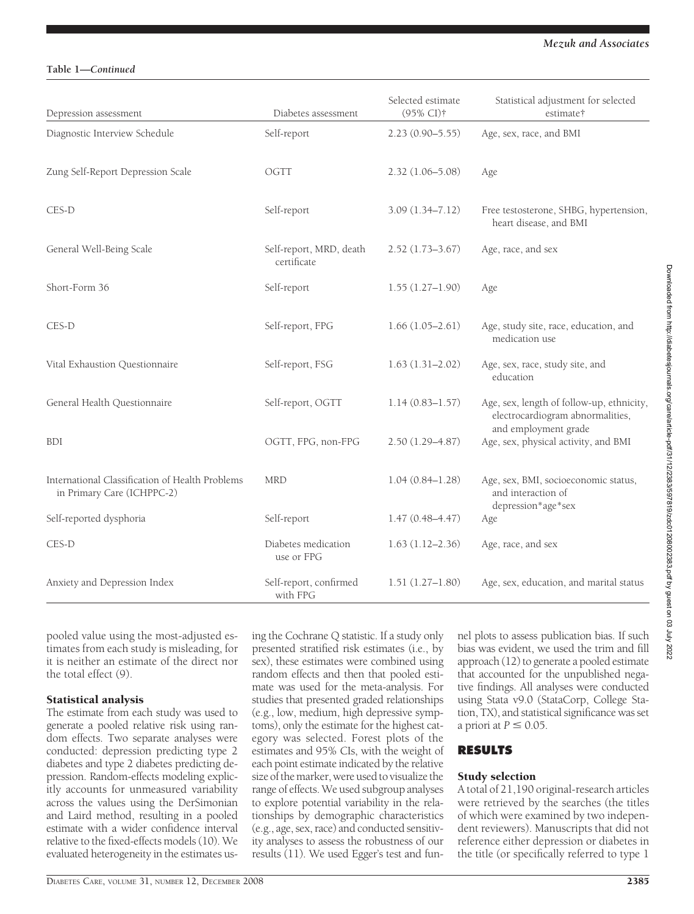**Table 1—*Continued***

| Depression assessment | Diabetes assessment | Selected estimate (95% CI)† | Statistical adjustment for selected estimate† |
|---|---|---|---|
| Diagnostic Interview Schedule | Self-report | 2.23 (0.90–5.55) | Age, sex, race, and BMI |
| Zung Self-Report Depression Scale | OGTT | 2.32 (1.06–5.08) | Age |
| CES-D | Self-report | 3.09 (1.34–7.12) | Free testosterone, SHBG, hypertension, heart disease, and BMI |
| General Well-Being Scale | Self-report, MRD, death certificate | 2.52 (1.73–3.67) | Age, race, and sex |
| Short-Form 36 | Self-report | 1.55 (1.27–1.90) | Age |
| CES-D | Self-report, FPG | 1.66 (1.05–2.61) | Age, study site, race, education, and medication use |
| Vital Exhaustion Questionnaire | Self-report, FSG | 1.63 (1.31–2.02) | Age, sex, race, study site, and education |
| General Health Questionnaire | Self-report, OGTT | 1.14 (0.83–1.57) | Age, sex, length of follow-up, ethnicity, electrocardiogram abnormalities, and employment grade |
| BDI | OGTT, FPG, non-FPG | 2.50 (1.29–4.87) | Age, sex, physical activity, and BMI |
| International Classification of Health Problems in Primary Care (ICHPPC-2) | MRD | 1.04 (0.84–1.28) | Age, sex, BMI, socioeconomic status, and interaction of depression\*age\*sex |
| Self-reported dysphoria | Self-report | 1.47 (0.48–4.47) | Age |
| CES-D | Diabetes medication use or FPG | 1.63 (1.12–2.36) | Age, race, and sex |
| Anxiety and Depression Index | Self-report, confirmed with FPG | 1.51 (1.27–1.80) | Age, sex, education, and marital status |

pooled value using the most-adjusted estimates from each study is misleading, for it is neither an estimate of the direct nor the total effect (9).

### Statistical analysis

The estimate from each study was used to generate a pooled relative risk using random effects. Two separate analyses were conducted: depression predicting type 2 diabetes and type 2 diabetes predicting depression. Random-effects modeling explicitly accounts for unmeasured variability across the values using the DerSimonian and Laird method, resulting in a pooled estimate with a wider confidence interval relative to the fixed-effects models (10). We evaluated heterogeneity in the estimates using the Cochrane Q statistic. If a study only presented stratified risk estimates (i.e., by sex), these estimates were combined using random effects and then that pooled estimate was used for the meta-analysis. For studies that presented graded relationships (e.g., low, medium, high depressive symptoms), only the estimate for the highest category was selected. Forest plots of the estimates and 95% CIs, with the weight of each point estimate indicated by the relative size of the marker, were used to visualize the range of effects. We used subgroup analyses to explore potential variability in the relationships by demographic characteristics (e.g., age, sex, race) and conducted sensitivity analyses to assess the robustness of our results (11). We used Egger's test and funnel plots to assess publication bias. If such bias was evident, we used the trim and fill approach (12) to generate a pooled estimate that accounted for the unpublished negative findings. All analyses were conducted using Stata v9.0 (StataCorp, College Station, TX), and statistical significance was set a priori at $P \leq 0.05$.

## RESULTS

### Study selection

A total of 21,190 original-research articles were retrieved by the searches (the titles of which were examined by two independent reviewers). Manuscripts that did not reference either depression or diabetes in the title (or specifically referred to type 1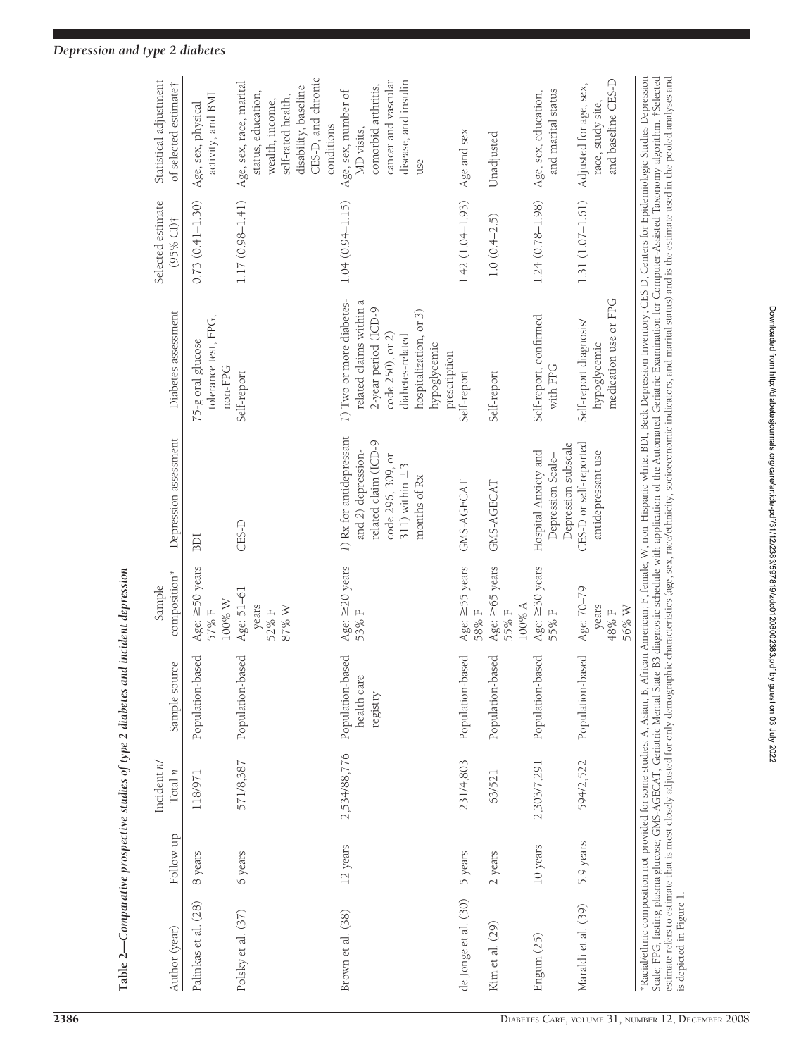**Table 2—Comparative prospective studies of type 2 diabetes and incident depression**

| Author (year) | Follow-up | Incident n/ Total n | Sample source | Sample composition* | Depression assessment | Diabetes assessment | Selected estimate (95% CI)† | Statistical adjustment of selected estimate† |
|---|---|---|---|---|---|---|---|---|
| Palinkas et al. (28) | 8 years | 118/971 | Population-based | Age: ≥50 years 57% F 100% W | BDI | 75-g oral glucose tolerance test, FPG, non-FPG | 0.73 (0.41–1.30) | Age, sex, physical activity, and BMI |
| Polsky et al. (37) | 6 years | 571/8,387 | Population-based | Age: 51–61 years 52% F 87% W | CES-D | Self-report | 1.17 (0.98–1.41) | Age, sex, race, marital status, education, wealth, income, self-rated health, disability, baseline CES-D, and chronic conditions |
| Brown et al. (38) | 12 years | 2,534/88,776 | Population-based health care registry | Age: ≥20 years 53% F | 1) Rx for antidepressant and 2) depression-related claim (ICD-9 code 296, 309, or 311) within ±3 months of Rx | 1) Two or more diabetes-related claims within a 2-year period (ICD-9 code 250), or 2) diabetes-related hospitalization, or 3) hypoglycemic prescription | 1.04 (0.94–1.15) | Age, sex, number of MD visits, comorbid arthritis, cancer and vascular disease, and insulin use |
| de Jonge et al. (30) | 5 years | 231/4,803 | Population-based | Age: ≥55 years 58% F | GMS-AGECAT | Self-report | 1.42 (1.04–1.93) | Age and sex |
| Kim et al. (29) | 2 years | 63/521 | Population-based | Age: ≥65 years 55% F 100% A | GMS-AGECAT | Self-report | 1.0 (0.4–2.5) | Unadjusted |
| Engum (25) | 10 years | 2,303/7,291 | Population-based | Age: ≥30 years 55% F | Hospital Anxiety and Depression Scale–Depression subscale | Self-report, confirmed with FPG | 1.24 (0.78–1.98) | Age, sex, education, and marital status |
| Maraldi et al. (39) | 5.9 years | 594/2,522 | Population-based | Age: 70–79 years 48% F 56% W | CES-D or self-reported antidepressant use | Self-report diagnosis/ hypoglycemic medication use or FPG | 1.31 (1.07–1.61) | Adjusted for age, sex, race, study site, and baseline CES-D |

*Racial/ethnic composition not provided for some studies: A, Asian; B, African American; F, female; W, non-Hispanic white. BDI, Beck Depression Inventory; CES-D, Centers for Epidemiologic Studies Depression Scale; FPG, fasting plasma glucose; GMS-AGECAT, Geriatric Mental State B3 diagnostic schedule with application of the Automated Geriatric Examination for Computer-Assisted Taxonomy algorithm. †Selected estimate refers to estimate that is most closely adjusted for only demographic characteristics (age, sex, race/ethnicity, socioeconomic indicators, and marital status) and is the estimate used in the pooled analyses and is depicted in Figure 1.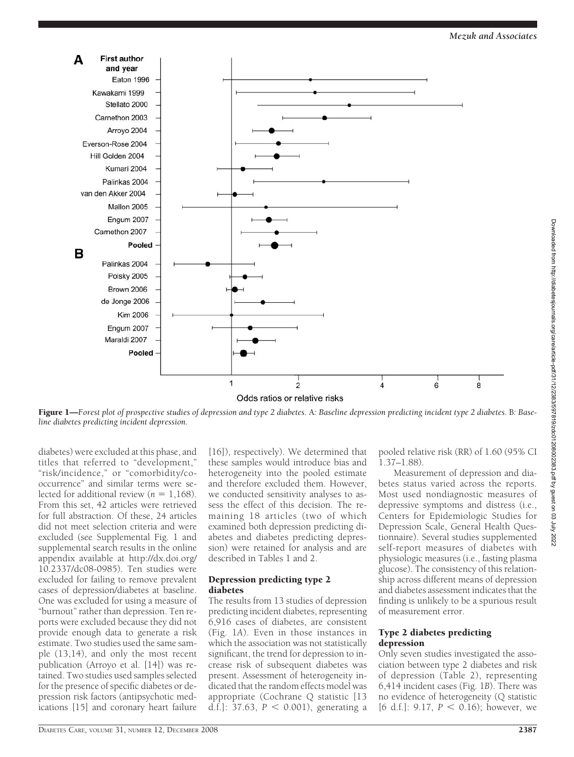**Figure 1**—*Forest plot of prospective studies of depression and type 2 diabetes.* A*: Baseline depression predicting incident type 2 diabetes.* B*: Baseline diabetes predicting incident depression.*

diabetes) were excluded at this phase, and titles that referred to "development," "risk/incidence," or "comorbidity/co-occurrence" and similar terms were selected for additional review ($n = 1,168$). From this set, 42 articles were retrieved for full abstraction. Of these, 24 articles did not meet selection criteria and were excluded (see Supplemental Fig. 1 and supplemental search results in the online appendix available at http://dx.doi.org/10.2337/dc08-0985). Ten studies were excluded for failing to remove prevalent cases of depression/diabetes at baseline. One was excluded for using a measure of "burnout" rather than depression. Ten reports were excluded because they did not provide enough data to generate a risk estimate. Two studies used the same sample (13,14), and only the most recent publication (Arroyo et al. [14]) was retained. Two studies used samples selected for the presence of specific diabetes or depression risk factors (antipsychotic medications [15] and coronary heart failure [16]), respectively). We determined that these samples would introduce bias and heterogeneity into the pooled estimate and therefore excluded them. However, we conducted sensitivity analyses to assess the effect of this decision. The remaining 18 articles (two of which examined both depression predicting diabetes and diabetes predicting depression) were retained for analysis and are described in Tables 1 and 2.

### Depression predicting type 2 diabetes

The results from 13 studies of depression predicting incident diabetes, representing 6,916 cases of diabetes, are consistent (Fig. 1*A*). Even in those instances in which the association was not statistically significant, the trend for depression to increase risk of subsequent diabetes was present. Assessment of heterogeneity indicated that the random effects model was appropriate (Cochrane Q statistic [13 d.f.]: 37.63, $P < 0.001$), generating a pooled relative risk (RR) of 1.60 (95% CI 1.37–1.88).

Measurement of depression and diabetes status varied across the reports. Most used nondiagnostic measures of depressive symptoms and distress (i.e., Centers for Epidemiologic Studies for Depression Scale, General Health Questionnaire). Several studies supplemented self-report measures of diabetes with physiologic measures (i.e., fasting plasma glucose). The consistency of this relationship across different means of depression and diabetes assessment indicates that the finding is unlikely to be a spurious result of measurement error.

### Type 2 diabetes predicting depression

Only seven studies investigated the association between type 2 diabetes and risk of depression (Table 2), representing 6,414 incident cases (Fig. 1*B*). There was no evidence of heterogeneity (Q statistic [6 d.f.]: 9.17, $P < 0.16$); however, we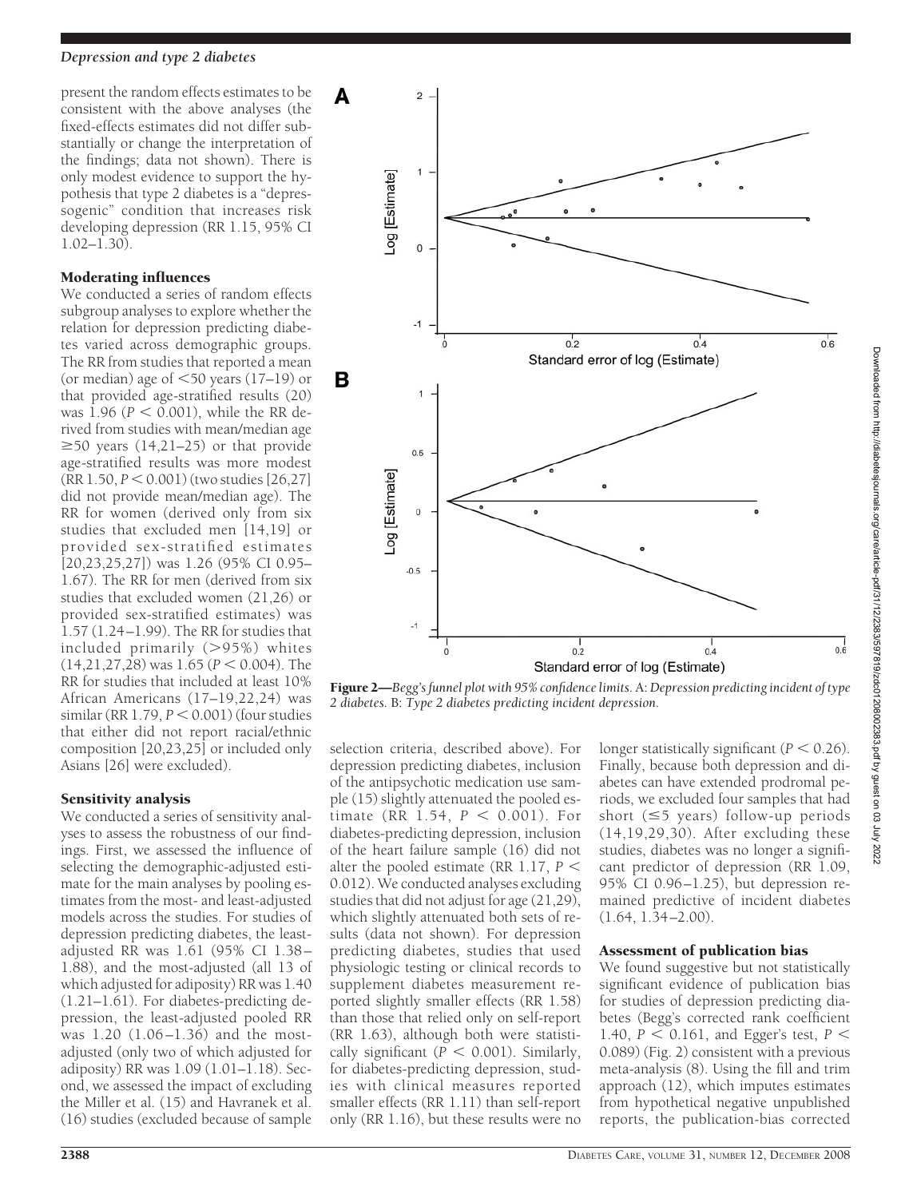present the random effects estimates to be consistent with the above analyses (the fixed-effects estimates did not differ substantially or change the interpretation of the findings; data not shown). There is only modest evidence to support the hypothesis that type 2 diabetes is a "depressogenic" condition that increases risk developing depression (RR 1.15, 95% CI 1.02–1.30).

### Moderating influences

We conducted a series of random effects subgroup analyses to explore whether the relation for depression predicting diabetes varied across demographic groups. The RR from studies that reported a mean (or median) age of <50 years (17–19) or that provided age-stratified results (20) was 1.96 ($P < 0.001$), while the RR derived from studies with mean/median age ≥50 years (14,21–25) or that provide age-stratified results was more modest (RR 1.50, $P < 0.001$) (two studies [26,27] did not provide mean/median age). The RR for women (derived only from six studies that excluded men [14,19] or provided sex-stratified estimates [20,23,25,27]) was 1.26 (95% CI 0.95–1.67). The RR for men (derived from six studies that excluded women (21,26) or provided sex-stratified estimates) was 1.57 (1.24–1.99). The RR for studies that included primarily (>95%) whites (14,21,27,28) was 1.65 ($P < 0.004$). The RR for studies that included at least 10% African Americans (17–19,22,24) was similar (RR 1.79, $P < 0.001$) (four studies that either did not report racial/ethnic composition [20,23,25] or included only Asians [26] were excluded).

### Sensitivity analysis

We conducted a series of sensitivity analyses to assess the robustness of our findings. First, we assessed the influence of selecting the demographic-adjusted estimate for the main analyses by pooling estimates from the most- and least-adjusted models across the studies. For studies of depression predicting diabetes, the least-adjusted RR was 1.61 (95% CI 1.38–1.88), and the most-adjusted (all 13 of which adjusted for adiposity) RR was 1.40 (1.21–1.61). For diabetes-predicting depression, the least-adjusted pooled RR was 1.20 (1.06–1.36) and the most-adjusted (only two of which adjusted for adiposity) RR was 1.09 (1.01–1.18). Second, we assessed the impact of excluding the Miller et al. (15) and Havranek et al. (16) studies (excluded because of sample selection criteria, described above). For depression predicting diabetes, inclusion of the antipsychotic medication use sample (15) slightly attenuated the pooled estimate (RR 1.54, $P < 0.001$). For diabetes-predicting depression, inclusion of the heart failure sample (16) did not alter the pooled estimate (RR 1.17, $P < 0.012$). We conducted analyses excluding studies that did not adjust for age (21,29), which slightly attenuated both sets of results (data not shown). For depression predicting diabetes, studies that used physiologic testing or clinical records to supplement diabetes measurement reported slightly smaller effects (RR 1.58) than those that relied only on self-report (RR 1.63), although both were statistically significant ($P < 0.001$). Similarly, for diabetes-predicting depression, studies with clinical measures reported smaller effects (RR 1.11) than self-report only (RR 1.16), but these results were no longer statistically significant ($P < 0.26$). Finally, because both depression and diabetes can have extended prodromal periods, we excluded four samples that had short (≤5 years) follow-up periods (14,19,29,30). After excluding these studies, diabetes was no longer a significant predictor of depression (RR 1.09, 95% CI 0.96–1.25), but depression remained predictive of incident diabetes (1.64, 1.34–2.00).

### Assessment of publication bias

We found suggestive but not statistically significant evidence of publication bias for studies of depression predicting diabetes (Begg's corrected rank coefficient 1.40, $P < 0.161$, and Egger's test, $P < 0.089$) (Fig. 2) consistent with a previous meta-analysis (8). Using the fill and trim approach (12), which imputes estimates from hypothetical negative unpublished reports, the publication-bias corrected

**Figure 2**—*Begg's funnel plot with 95% confidence limits.* A: *Depression predicting incident of type 2 diabetes.* B: *Type 2 diabetes predicting incident depression.*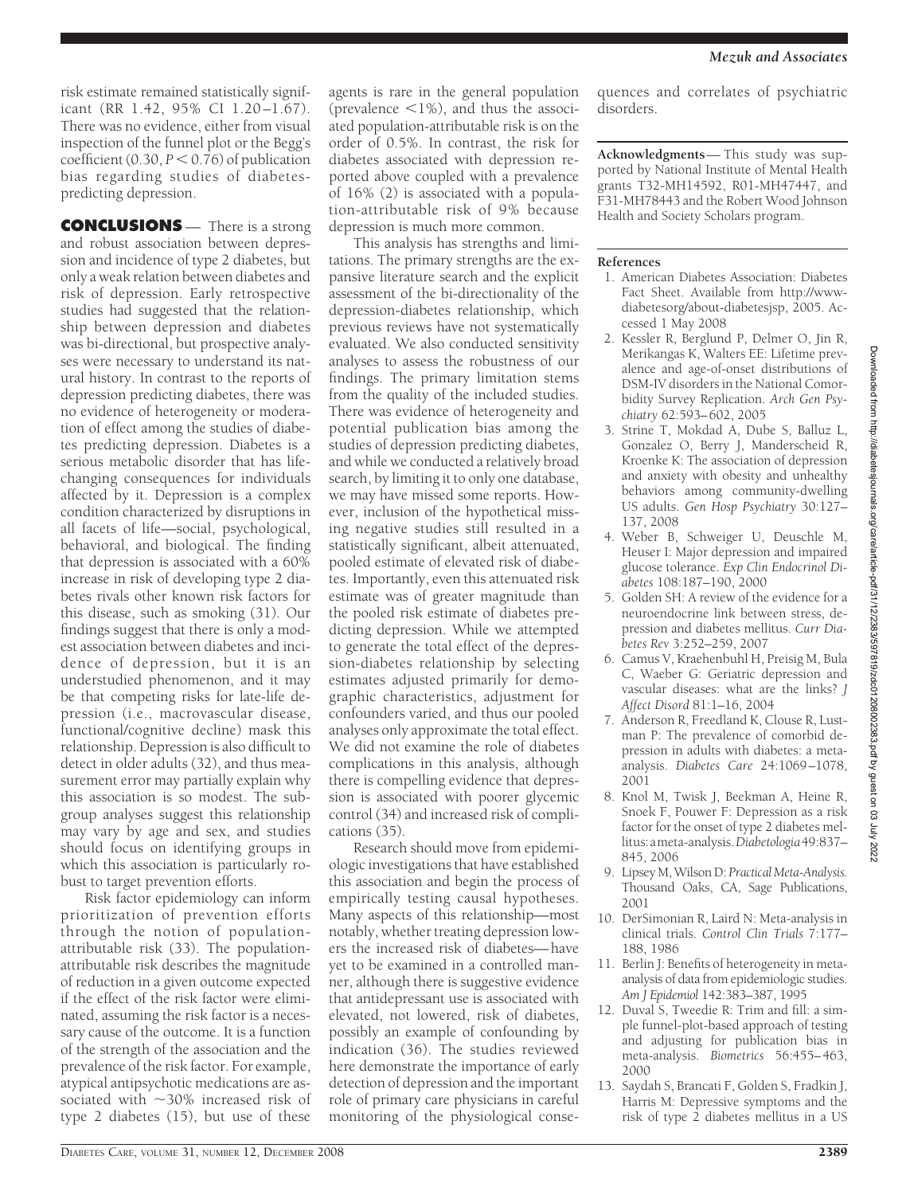risk estimate remained statistically significant (RR 1.42, 95% CI 1.20–1.67). There was no evidence, either from visual inspection of the funnel plot or the Begg's coefficient (0.30, $P < 0.76$) of publication bias regarding studies of diabetes-predicting depression.

## CONCLUSIONS

There is a strong and robust association between depression and incidence of type 2 diabetes, but only a weak relation between diabetes and risk of depression. Early retrospective studies had suggested that the relationship between depression and diabetes was bi-directional, but prospective analyses were necessary to understand its natural history. In contrast to the reports of depression predicting diabetes, there was no evidence of heterogeneity or moderation of effect among the studies of diabetes predicting depression. Diabetes is a serious metabolic disorder that has life-changing consequences for individuals affected by it. Depression is a complex condition characterized by disruptions in all facets of life—social, psychological, behavioral, and biological. The finding that depression is associated with a 60% increase in risk of developing type 2 diabetes rivals other known risk factors for this disease, such as smoking (31). Our findings suggest that there is only a modest association between diabetes and incidence of depression, but it is an understudied phenomenon, and it may be that competing risks for late-life depression (i.e., macrovascular disease, functional/cognitive decline) mask this relationship. Depression is also difficult to detect in older adults (32), and thus measurement error may partially explain why this association is so modest. The subgroup analyses suggest this relationship may vary by age and sex, and studies should focus on identifying groups in which this association is particularly robust to target prevention efforts.

Risk factor epidemiology can inform prioritization of prevention efforts through the notion of population-attributable risk (33). The population-attributable risk describes the magnitude of reduction in a given outcome expected if the effect of the risk factor were eliminated, assuming the risk factor is a necessary cause of the outcome. It is a function of the strength of the association and the prevalence of the risk factor. For example, atypical antipsychotic medications are associated with ~30% increased risk of type 2 diabetes (15), but use of these agents is rare in the general population (prevalence <1%), and thus the associated population-attributable risk is on the order of 0.5%. In contrast, the risk for diabetes associated with depression reported above coupled with a prevalence of 16% (2) is associated with a population-attributable risk of 9% because depression is much more common.

This analysis has strengths and limitations. The primary strengths are the expansive literature search and the explicit assessment of the bi-directionality of the depression-diabetes relationship, which previous reviews have not systematically evaluated. We also conducted sensitivity analyses to assess the robustness of our findings. The primary limitation stems from the quality of the included studies. There was evidence of heterogeneity and potential publication bias among the studies of depression predicting diabetes, and while we conducted a relatively broad search, by limiting it to only one database, we may have missed some reports. However, inclusion of the hypothetical missing negative studies still resulted in a statistically significant, albeit attenuated, pooled estimate of elevated risk of diabetes. Importantly, even this attenuated risk estimate was of greater magnitude than the pooled risk estimate of diabetes predicting depression. While we attempted to generate the total effect of the depression-diabetes relationship by selecting estimates adjusted primarily for demographic characteristics, adjustment for confounders varied, and thus our pooled analyses only approximate the total effect. We did not examine the role of diabetes complications in this analysis, although there is compelling evidence that depression is associated with poorer glycemic control (34) and increased risk of complications (35).

Research should move from epidemiologic investigations that have established this association and begin the process of empirically testing causal hypotheses. Many aspects of this relationship—most notably, whether treating depression lowers the increased risk of diabetes—have yet to be examined in a controlled manner, although there is suggestive evidence that antidepressant use is associated with elevated, not lowered, risk of diabetes, possibly an example of confounding by indication (36). The studies reviewed here demonstrate the importance of early detection of depression and the important role of primary care physicians in careful monitoring of the physiological consequences and correlates of psychiatric disorders.

**Acknowledgments**— This study was supported by National Institute of Mental Health grants T32-MH14592, R01-MH47447, and F31-MH78443 and the Robert Wood Johnson Health and Society Scholars program.

### References

1. American Diabetes Association: Diabetes Fact Sheet. Available from http://www-diabetesorg/about-diabetesjsp, 2005. Accessed 1 May 2008
2. Kessler R, Berglund P, Delmer O, Jin R, Merikangas K, Walters EE: Lifetime prevalence and age-of-onset distributions of DSM-IV disorders in the National Comorbidity Survey Replication. *Arch Gen Psychiatry* 62:593–602, 2005
3. Strine T, Mokdad A, Dube S, Balluz L, Gonzalez O, Berry J, Manderscheid R, Kroenke K: The association of depression and anxiety with obesity and unhealthy behaviors among community-dwelling US adults. *Gen Hosp Psychiatry* 30:127–137, 2008
4. Weber B, Schweiger U, Deuschle M, Heuser I: Major depression and impaired glucose tolerance. *Exp Clin Endocrinol Diabetes* 108:187–190, 2000
5. Golden SH: A review of the evidence for a neuroendocrine link between stress, depression and diabetes mellitus. *Curr Diabetes Rev* 3:252–259, 2007
6. Camus V, Kraehenbuhl H, Preisig M, Bula C, Waeber G: Geriatric depression and vascular diseases: what are the links? *J Affect Disord* 81:1–16, 2004
7. Anderson R, Freedland K, Clouse R, Lustman P: The prevalence of comorbid depression in adults with diabetes: a meta-analysis. *Diabetes Care* 24:1069–1078, 2001
8. Knol M, Twisk J, Beekman A, Heine R, Snoek F, Pouwer F: Depression as a risk factor for the onset of type 2 diabetes mellitus: a meta-analysis. *Diabetologia* 49:837–845, 2006
9. Lipsey M, Wilson D: *Practical Meta-Analysis.* Thousand Oaks, CA, Sage Publications, 2001
10. DerSimonian R, Laird N: Meta-analysis in clinical trials. *Control Clin Trials* 7:177–188, 1986
11. Berlin J: Benefits of heterogeneity in meta-analysis of data from epidemiologic studies. *Am J Epidemiol* 142:383–387, 1995
12. Duval S, Tweedie R: Trim and fill: a simple funnel-plot-based approach of testing and adjusting for publication bias in meta-analysis. *Biometrics* 56:455–463, 2000
13. Saydah S, Brancati F, Golden S, Fradkin J, Harris M: Depressive symptoms and the risk of type 2 diabetes mellitus in a US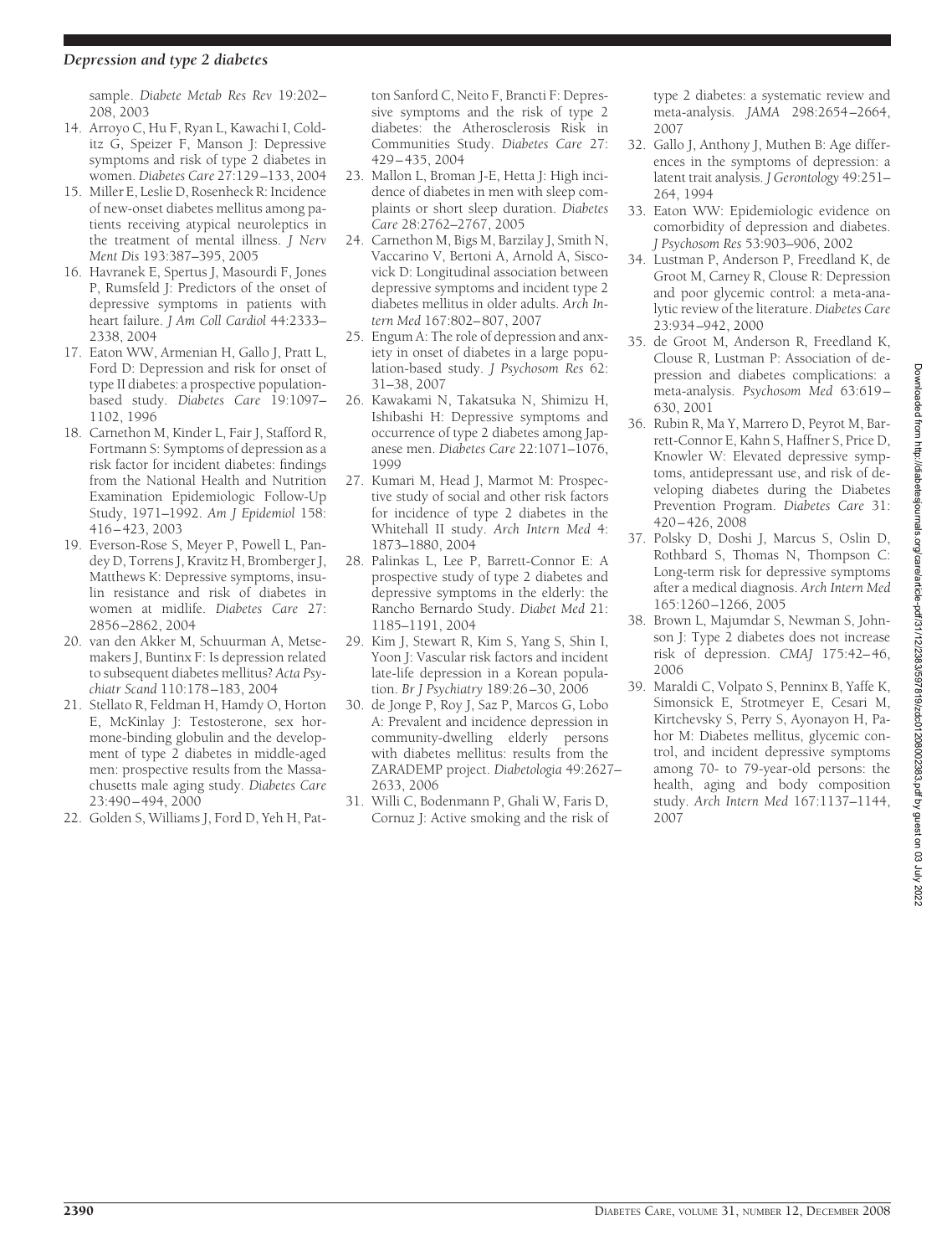sample. *Diabete Metab Res Rev* 19:202–208, 2003

14. Arroyo C, Hu F, Ryan L, Kawachi I, Colditz G, Speizer F, Manson J: Depressive symptoms and risk of type 2 diabetes in women. *Diabetes Care* 27:129–133, 2004
15. Miller E, Leslie D, Rosenheck R: Incidence of new-onset diabetes mellitus among patients receiving atypical neuroleptics in the treatment of mental illness. *J Nerv Ment Dis* 193:387–395, 2005
16. Havranek E, Spertus J, Masourdi F, Jones P, Rumsfeld J: Predictors of the onset of depressive symptoms in patients with heart failure. *J Am Coll Cardiol* 44:2333–2338, 2004
17. Eaton WW, Armenian H, Gallo J, Pratt L, Ford D: Depression and risk for onset of type II diabetes: a prospective population-based study. *Diabetes Care* 19:1097–1102, 1996
18. Carnethon M, Kinder L, Fair J, Stafford R, Fortmann S: Symptoms of depression as a risk factor for incident diabetes: findings from the National Health and Nutrition Examination Epidemiologic Follow-Up Study, 1971–1992. *Am J Epidemiol* 158: 416–423, 2003
19. Everson-Rose S, Meyer P, Powell L, Pandey D, Torrens J, Kravitz H, Bromberger J, Matthews K: Depressive symptoms, insulin resistance and risk of diabetes in women at midlife. *Diabetes Care* 27: 2856–2862, 2004
20. van den Akker M, Schuurman A, Metsemakers J, Buntinx F: Is depression related to subsequent diabetes mellitus? *Acta Psychiatr Scand* 110:178–183, 2004
21. Stellato R, Feldman H, Hamdy O, Horton E, McKinlay J: Testosterone, sex hormone-binding globulin and the development of type 2 diabetes in middle-aged men: prospective results from the Massachusetts male aging study. *Diabetes Care* 23:490–494, 2000
22. Golden S, Williams J, Ford D, Yeh H, Patton Sanford C, Neito F, Brancti F: Depressive symptoms and the risk of type 2 diabetes: the Atherosclerosis Risk in Communities Study. *Diabetes Care* 27: 429–435, 2004
23. Mallon L, Broman J-E, Hetta J: High incidence of diabetes in men with sleep complaints or short sleep duration. *Diabetes Care* 28:2762–2767, 2005
24. Carnethon M, Bigs M, Barzilay J, Smith N, Vaccarino V, Bertoni A, Arnold A, Siscovick D: Longitudinal association between depressive symptoms and incident type 2 diabetes mellitus in older adults. *Arch Intern Med* 167:802–807, 2007
25. Engum A: The role of depression and anxiety in onset of diabetes in a large population-based study. *J Psychosom Res* 62: 31–38, 2007
26. Kawakami N, Takatsuka N, Shimizu H, Ishibashi H: Depressive symptoms and occurrence of type 2 diabetes among Japanese men. *Diabetes Care* 22:1071–1076, 1999
27. Kumari M, Head J, Marmot M: Prospective study of social and other risk factors for incidence of type 2 diabetes in the Whitehall II study. *Arch Intern Med* 4: 1873–1880, 2004
28. Palinkas L, Lee P, Barrett-Connor E: A prospective study of type 2 diabetes and depressive symptoms in the elderly: the Rancho Bernardo Study. *Diabet Med* 21: 1185–1191, 2004
29. Kim J, Stewart R, Kim S, Yang S, Shin I, Yoon J: Vascular risk factors and incident late-life depression in a Korean population. *Br J Psychiatry* 189:26–30, 2006
30. de Jonge P, Roy J, Saz P, Marcos G, Lobo A: Prevalent and incidence depression in community-dwelling elderly persons with diabetes mellitus: results from the ZARADEMP project. *Diabetologia* 49:2627–2633, 2006
31. Willi C, Bodenmann P, Ghali W, Faris D, Cornuz J: Active smoking and the risk of type 2 diabetes: a systematic review and meta-analysis. *JAMA* 298:2654–2664, 2007
32. Gallo J, Anthony J, Muthen B: Age differences in the symptoms of depression: a latent trait analysis. *J Gerontology* 49:251–264, 1994
33. Eaton WW: Epidemiologic evidence on comorbidity of depression and diabetes. *J Psychosom Res* 53:903–906, 2002
34. Lustman P, Anderson P, Freedland K, de Groot M, Carney R, Clouse R: Depression and poor glycemic control: a meta-analytic review of the literature. *Diabetes Care* 23:934–942, 2000
35. de Groot M, Anderson R, Freedland K, Clouse R, Lustman P: Association of depression and diabetes complications: a meta-analysis. *Psychosom Med* 63:619–630, 2001
36. Rubin R, Ma Y, Marrero D, Peyrot M, Barrett-Connor E, Kahn S, Haffner S, Price D, Knowler W: Elevated depressive symptoms, antidepressant use, and risk of developing diabetes during the Diabetes Prevention Program. *Diabetes Care* 31: 420–426, 2008
37. Polsky D, Doshi J, Marcus S, Oslin D, Rothbard S, Thomas N, Thompson C: Long-term risk for depressive symptoms after a medical diagnosis. *Arch Intern Med* 165:1260–1266, 2005
38. Brown L, Majumdar S, Newman S, Johnson J: Type 2 diabetes does not increase risk of depression. *CMAJ* 175:42–46, 2006
39. Maraldi C, Volpato S, Penninx B, Yaffe K, Simonsick E, Strotmeyer E, Cesari M, Kirtchevsky S, Perry S, Ayonayon H, Pahor M: Diabetes mellitus, glycemic control, and incident depressive symptoms among 70- to 79-year-old persons: the health, aging and body composition study. *Arch Intern Med* 167:1137–1144, 2007